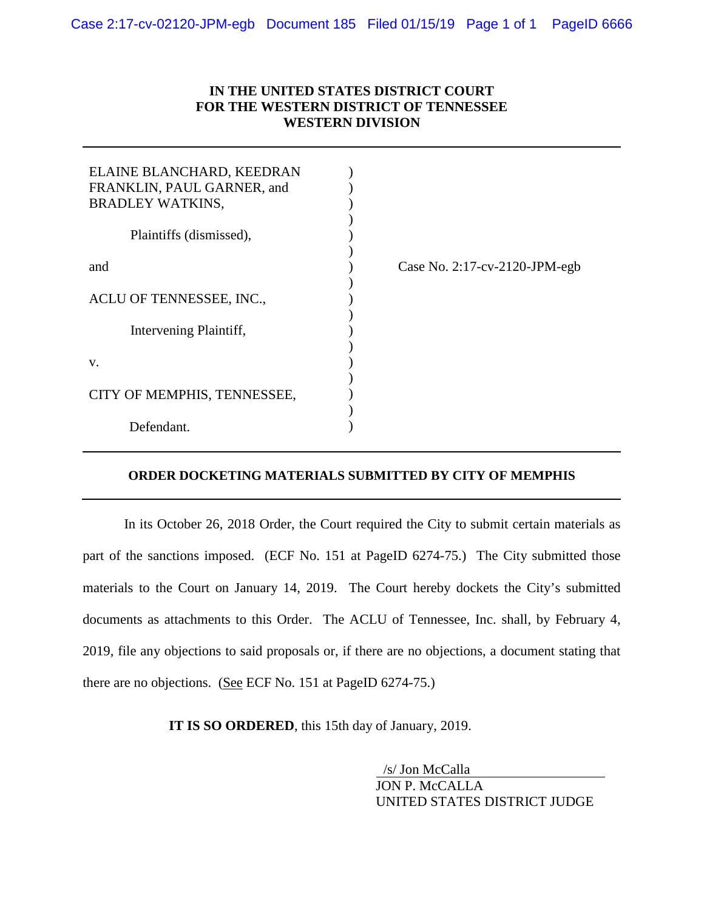# IN THE UNITED STATES DISTRICT COURT
# FOR THE WESTERN DISTRICT OF TENNESSEE
# WESTERN DIVISION

ELAINE BLANCHARD, KEEDRAN FRANKLIN, PAUL GARNER, and BRADLEY WATKINS,

Plaintiffs (dismissed),

and

ACLU OF TENNESSEE, INC.,

Intervening Plaintiff,

v.

CITY OF MEMPHIS, TENNESSEE,

Defendant.

Case No. 2:17-cv-2120-JPM-egb

## ORDER DOCKETING MATERIALS SUBMITTED BY CITY OF MEMPHIS

In its October 26, 2018 Order, the Court required the City to submit certain materials as part of the sanctions imposed. (ECF No. 151 at PageID 6274-75.) The City submitted those materials to the Court on January 14, 2019. The Court hereby dockets the City's submitted documents as attachments to this Order. The ACLU of Tennessee, Inc. shall, by February 4, 2019, file any objections to said proposals or, if there are no objections, a document stating that there are no objections. (See ECF No. 151 at PageID 6274-75.)

**IT IS SO ORDERED**, this 15th day of January, 2019.

/s/ Jon McCalla
JON P. McCALLA
UNITED STATES DISTRICT JUDGE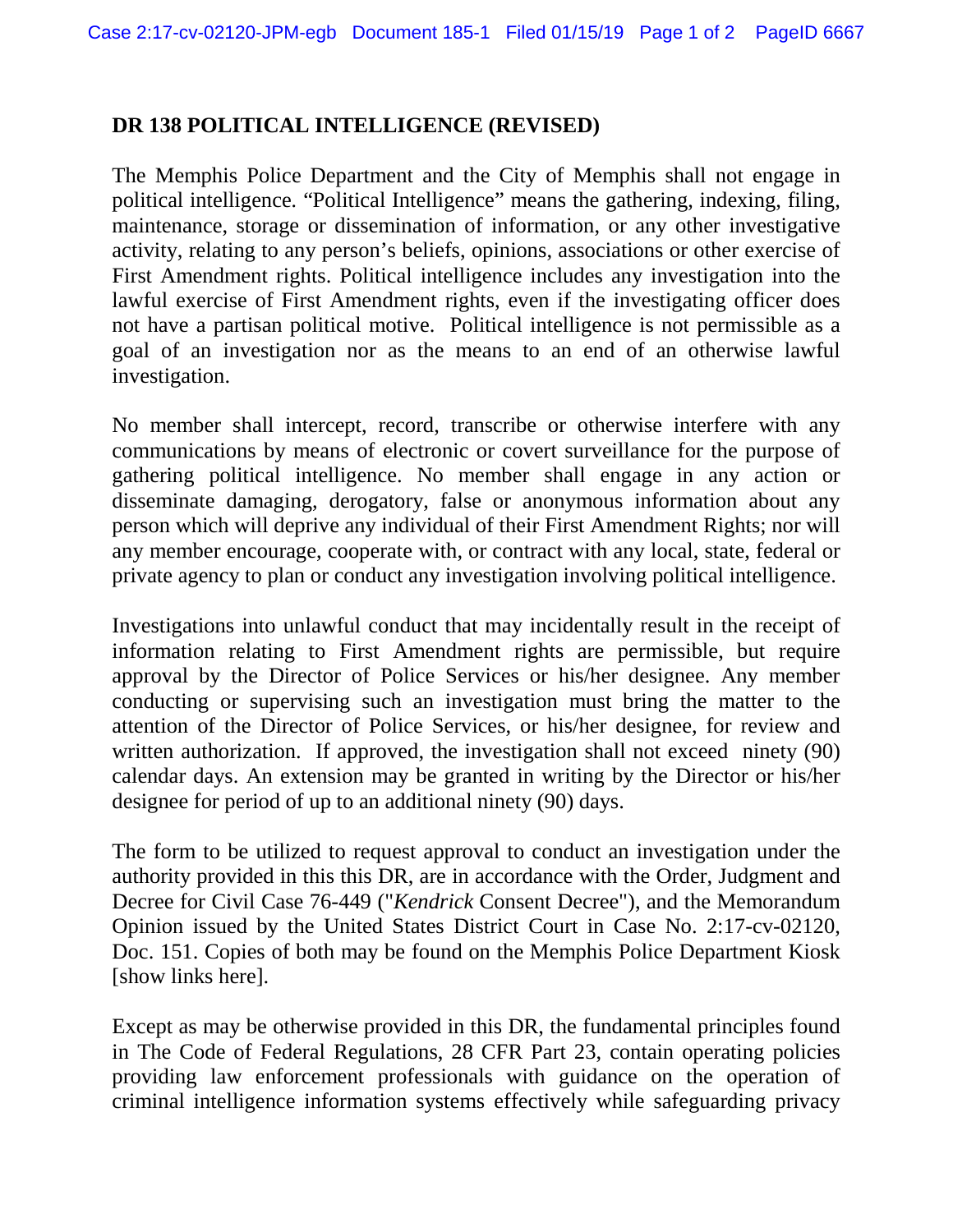## DR 138 POLITICAL INTELLIGENCE (REVISED)

The Memphis Police Department and the City of Memphis shall not engage in political intelligence. "Political Intelligence" means the gathering, indexing, filing, maintenance, storage or dissemination of information, or any other investigative activity, relating to any person's beliefs, opinions, associations or other exercise of First Amendment rights. Political intelligence includes any investigation into the lawful exercise of First Amendment rights, even if the investigating officer does not have a partisan political motive. Political intelligence is not permissible as a goal of an investigation nor as the means to an end of an otherwise lawful investigation.

No member shall intercept, record, transcribe or otherwise interfere with any communications by means of electronic or covert surveillance for the purpose of gathering political intelligence. No member shall engage in any action or disseminate damaging, derogatory, false or anonymous information about any person which will deprive any individual of their First Amendment Rights; nor will any member encourage, cooperate with, or contract with any local, state, federal or private agency to plan or conduct any investigation involving political intelligence.

Investigations into unlawful conduct that may incidentally result in the receipt of information relating to First Amendment rights are permissible, but require approval by the Director of Police Services or his/her designee. Any member conducting or supervising such an investigation must bring the matter to the attention of the Director of Police Services, or his/her designee, for review and written authorization. If approved, the investigation shall not exceed ninety (90) calendar days. An extension may be granted in writing by the Director or his/her designee for period of up to an additional ninety (90) days.

The form to be utilized to request approval to conduct an investigation under the authority provided in this this DR, are in accordance with the Order, Judgment and Decree for Civil Case 76-449 ("*Kendrick* Consent Decree"), and the Memorandum Opinion issued by the United States District Court in Case No. 2:17-cv-02120, Doc. 151. Copies of both may be found on the Memphis Police Department Kiosk [show links here].

Except as may be otherwise provided in this DR, the fundamental principles found in The Code of Federal Regulations, 28 CFR Part 23, contain operating policies providing law enforcement professionals with guidance on the operation of criminal intelligence information systems effectively while safeguarding privacy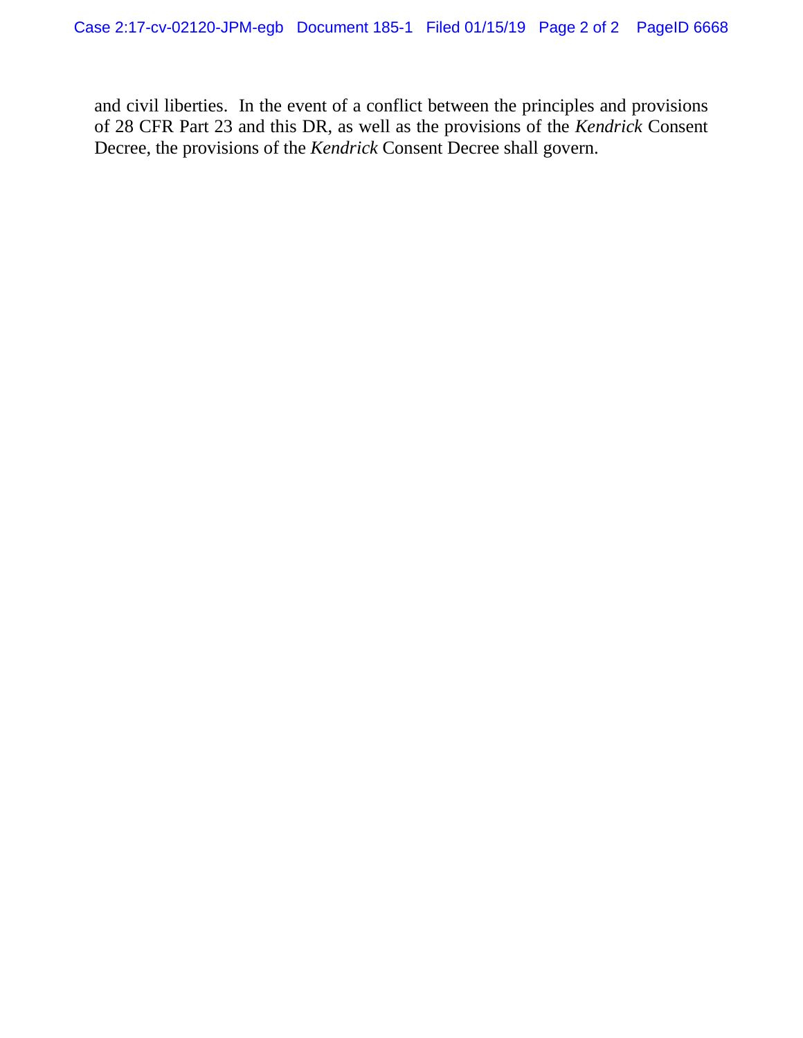and civil liberties. In the event of a conflict between the principles and provisions of 28 CFR Part 23 and this DR, as well as the provisions of the *Kendrick* Consent Decree, the provisions of the *Kendrick* Consent Decree shall govern.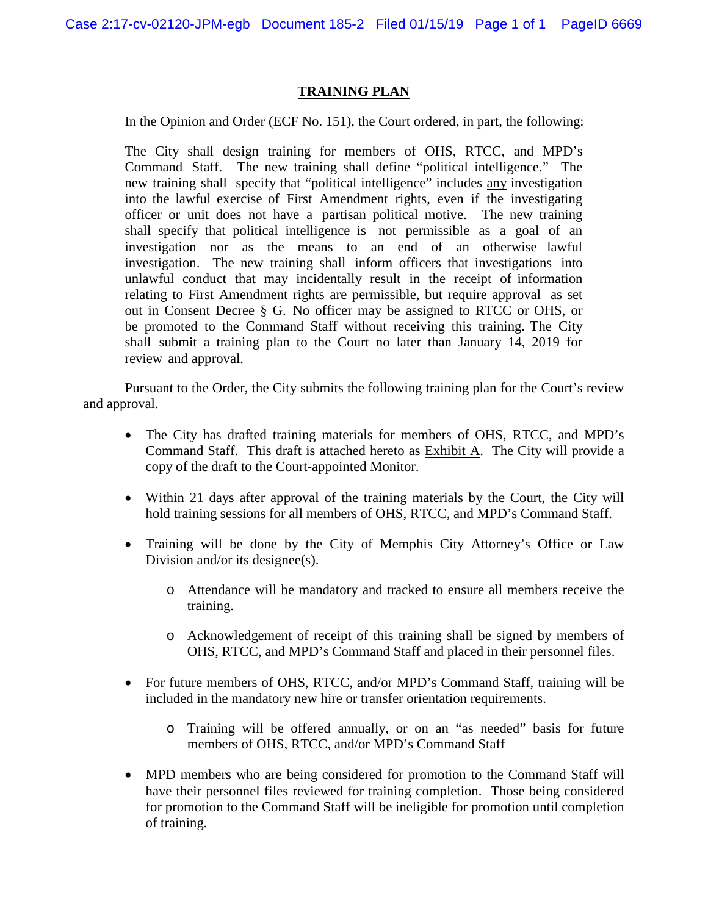**TRAINING PLAN**

In the Opinion and Order (ECF No. 151), the Court ordered, in part, the following:

> The City shall design training for members of OHS, RTCC, and MPD's Command Staff. The new training shall define "political intelligence." The new training shall specify that "political intelligence" includes any investigation into the lawful exercise of First Amendment rights, even if the investigating officer or unit does not have a partisan political motive. The new training shall specify that political intelligence is not permissible as a goal of an investigation nor as the means to an end of an otherwise lawful investigation. The new training shall inform officers that investigations into unlawful conduct that may incidentally result in the receipt of information relating to First Amendment rights are permissible, but require approval as set out in Consent Decree § G. No officer may be assigned to RTCC or OHS, or be promoted to the Command Staff without receiving this training. The City shall submit a training plan to the Court no later than January 14, 2019 for review and approval.

Pursuant to the Order, the City submits the following training plan for the Court's review and approval.

- The City has drafted training materials for members of OHS, RTCC, and MPD's Command Staff. This draft is attached hereto as Exhibit A. The City will provide a copy of the draft to the Court-appointed Monitor.
- Within 21 days after approval of the training materials by the Court, the City will hold training sessions for all members of OHS, RTCC, and MPD's Command Staff.
- Training will be done by the City of Memphis City Attorney's Office or Law Division and/or its designee(s).
  - Attendance will be mandatory and tracked to ensure all members receive the training.
  - Acknowledgement of receipt of this training shall be signed by members of OHS, RTCC, and MPD's Command Staff and placed in their personnel files.
- For future members of OHS, RTCC, and/or MPD's Command Staff, training will be included in the mandatory new hire or transfer orientation requirements.
  - Training will be offered annually, or on an "as needed" basis for future members of OHS, RTCC, and/or MPD's Command Staff
- MPD members who are being considered for promotion to the Command Staff will have their personnel files reviewed for training completion. Those being considered for promotion to the Command Staff will be ineligible for promotion until completion of training.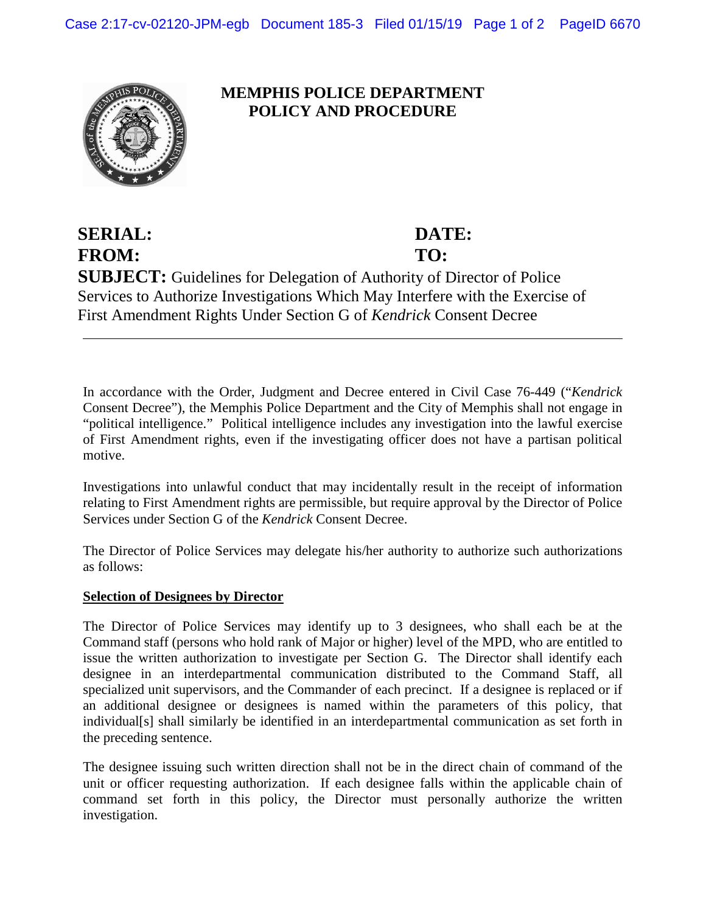# MEMPHIS POLICE DEPARTMENT
# POLICY AND PROCEDURE

**SERIAL:** **DATE:**
**FROM:** **TO:**

**SUBJECT:** Guidelines for Delegation of Authority of Director of Police Services to Authorize Investigations Which May Interfere with the Exercise of First Amendment Rights Under Section G of *Kendrick* Consent Decree

---

In accordance with the Order, Judgment and Decree entered in Civil Case 76-449 ("*Kendrick* Consent Decree"), the Memphis Police Department and the City of Memphis shall not engage in "political intelligence." Political intelligence includes any investigation into the lawful exercise of First Amendment rights, even if the investigating officer does not have a partisan political motive.

Investigations into unlawful conduct that may incidentally result in the receipt of information relating to First Amendment rights are permissible, but require approval by the Director of Police Services under Section G of the *Kendrick* Consent Decree.

The Director of Police Services may delegate his/her authority to authorize such authorizations as follows:

**<u>Selection of Designees by Director</u>**

The Director of Police Services may identify up to 3 designees, who shall each be at the Command staff (persons who hold rank of Major or higher) level of the MPD, who are entitled to issue the written authorization to investigate per Section G. The Director shall identify each designee in an interdepartmental communication distributed to the Command Staff, all specialized unit supervisors, and the Commander of each precinct. If a designee is replaced or if an additional designee or designees is named within the parameters of this policy, that individual[s] shall similarly be identified in an interdepartmental communication as set forth in the preceding sentence.

The designee issuing such written direction shall not be in the direct chain of command of the unit or officer requesting authorization. If each designee falls within the applicable chain of command set forth in this policy, the Director must personally authorize the written investigation.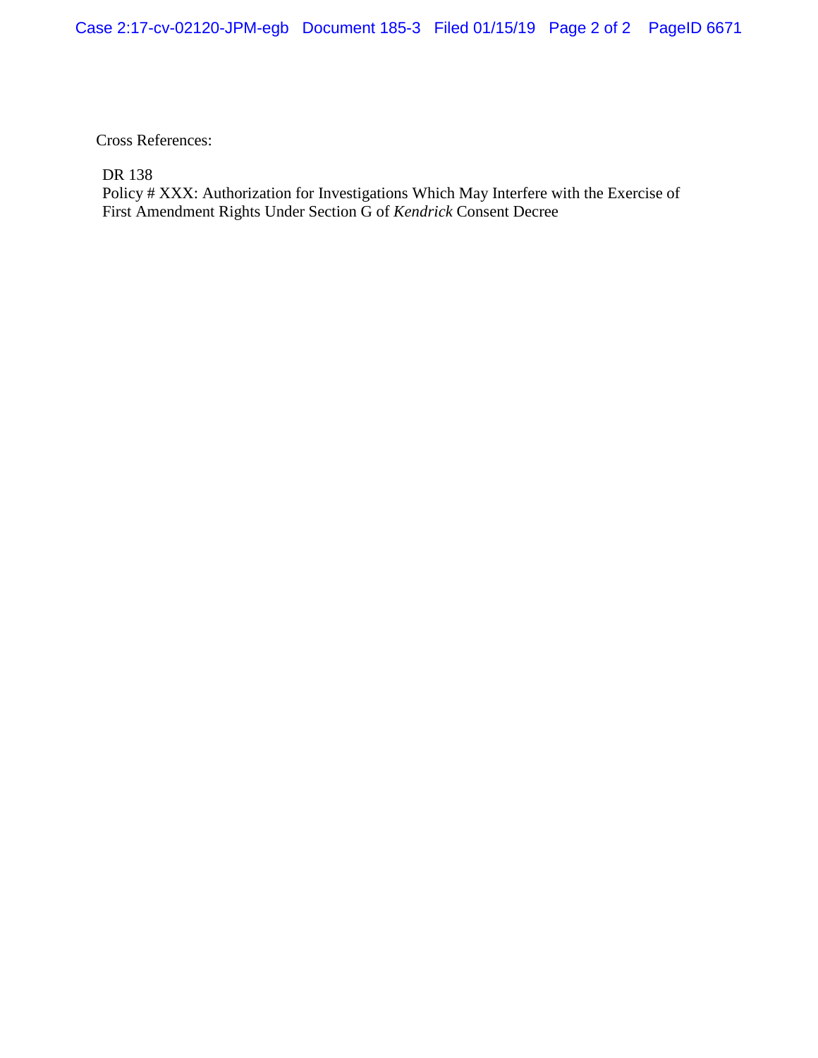Cross References:

DR 138
Policy # XXX: Authorization for Investigations Which May Interfere with the Exercise of First Amendment Rights Under Section G of *Kendrick* Consent Decree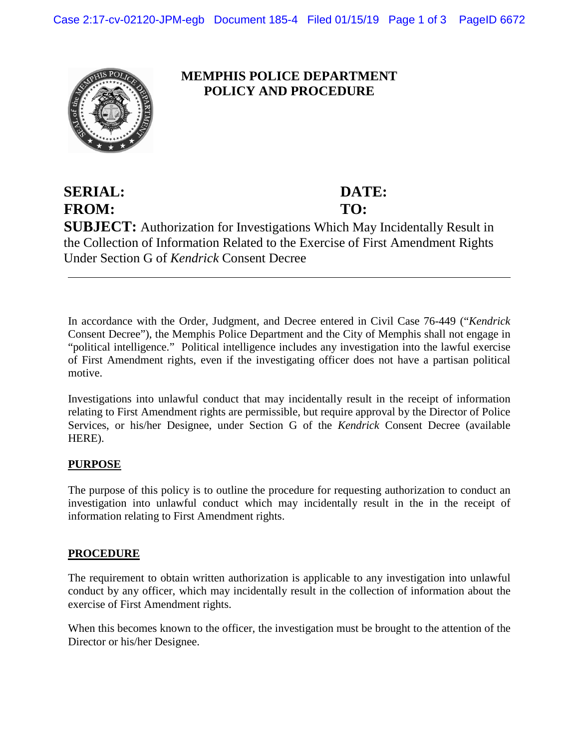# MEMPHIS POLICE DEPARTMENT
# POLICY AND PROCEDURE

**SERIAL:** **DATE:**
**FROM:** **TO:**
**SUBJECT:** Authorization for Investigations Which May Incidentally Result in the Collection of Information Related to the Exercise of First Amendment Rights Under Section G of *Kendrick* Consent Decree

---

In accordance with the Order, Judgment, and Decree entered in Civil Case 76-449 ("*Kendrick* Consent Decree"), the Memphis Police Department and the City of Memphis shall not engage in "political intelligence." Political intelligence includes any investigation into the lawful exercise of First Amendment rights, even if the investigating officer does not have a partisan political motive.

Investigations into unlawful conduct that may incidentally result in the receipt of information relating to First Amendment rights are permissible, but require approval by the Director of Police Services, or his/her Designee, under Section G of the *Kendrick* Consent Decree (available HERE).

## PURPOSE

The purpose of this policy is to outline the procedure for requesting authorization to conduct an investigation into unlawful conduct which may incidentally result in the in the receipt of information relating to First Amendment rights.

## PROCEDURE

The requirement to obtain written authorization is applicable to any investigation into unlawful conduct by any officer, which may incidentally result in the collection of information about the exercise of First Amendment rights.

When this becomes known to the officer, the investigation must be brought to the attention of the Director or his/her Designee.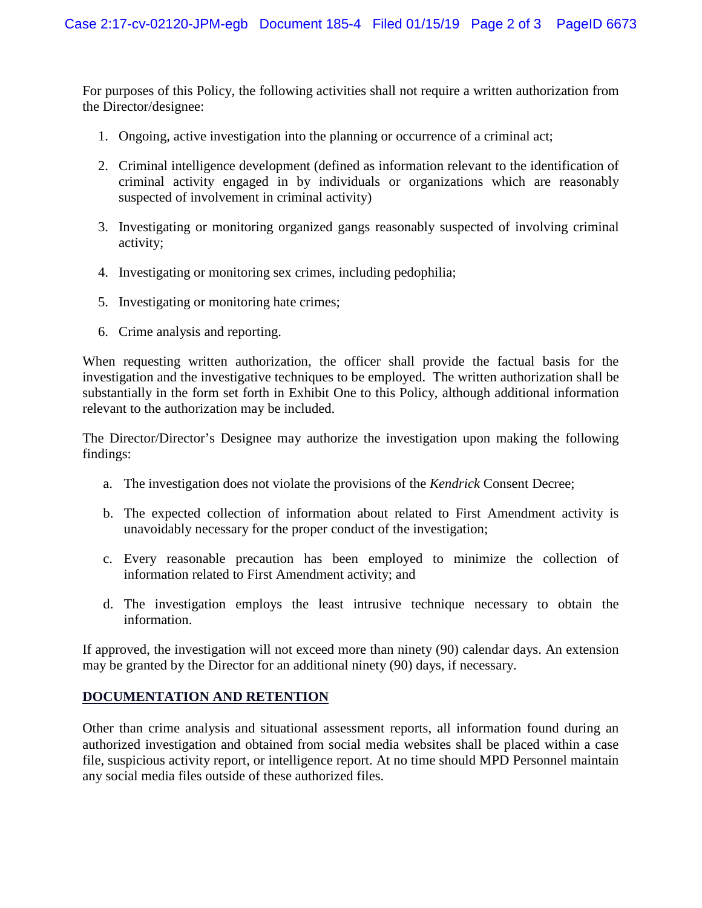For purposes of this Policy, the following activities shall not require a written authorization from the Director/designee:

1. Ongoing, active investigation into the planning or occurrence of a criminal act;
2. Criminal intelligence development (defined as information relevant to the identification of criminal activity engaged in by individuals or organizations which are reasonably suspected of involvement in criminal activity)
3. Investigating or monitoring organized gangs reasonably suspected of involving criminal activity;
4. Investigating or monitoring sex crimes, including pedophilia;
5. Investigating or monitoring hate crimes;
6. Crime analysis and reporting.

When requesting written authorization, the officer shall provide the factual basis for the investigation and the investigative techniques to be employed. The written authorization shall be substantially in the form set forth in Exhibit One to this Policy, although additional information relevant to the authorization may be included.

The Director/Director's Designee may authorize the investigation upon making the following findings:

a. The investigation does not violate the provisions of the *Kendrick* Consent Decree;

b. The expected collection of information about related to First Amendment activity is unavoidably necessary for the proper conduct of the investigation;

c. Every reasonable precaution has been employed to minimize the collection of information related to First Amendment activity; and

d. The investigation employs the least intrusive technique necessary to obtain the information.

If approved, the investigation will not exceed more than ninety (90) calendar days. An extension may be granted by the Director for an additional ninety (90) days, if necessary.

## DOCUMENTATION AND RETENTION

Other than crime analysis and situational assessment reports, all information found during an authorized investigation and obtained from social media websites shall be placed within a case file, suspicious activity report, or intelligence report. At no time should MPD Personnel maintain any social media files outside of these authorized files.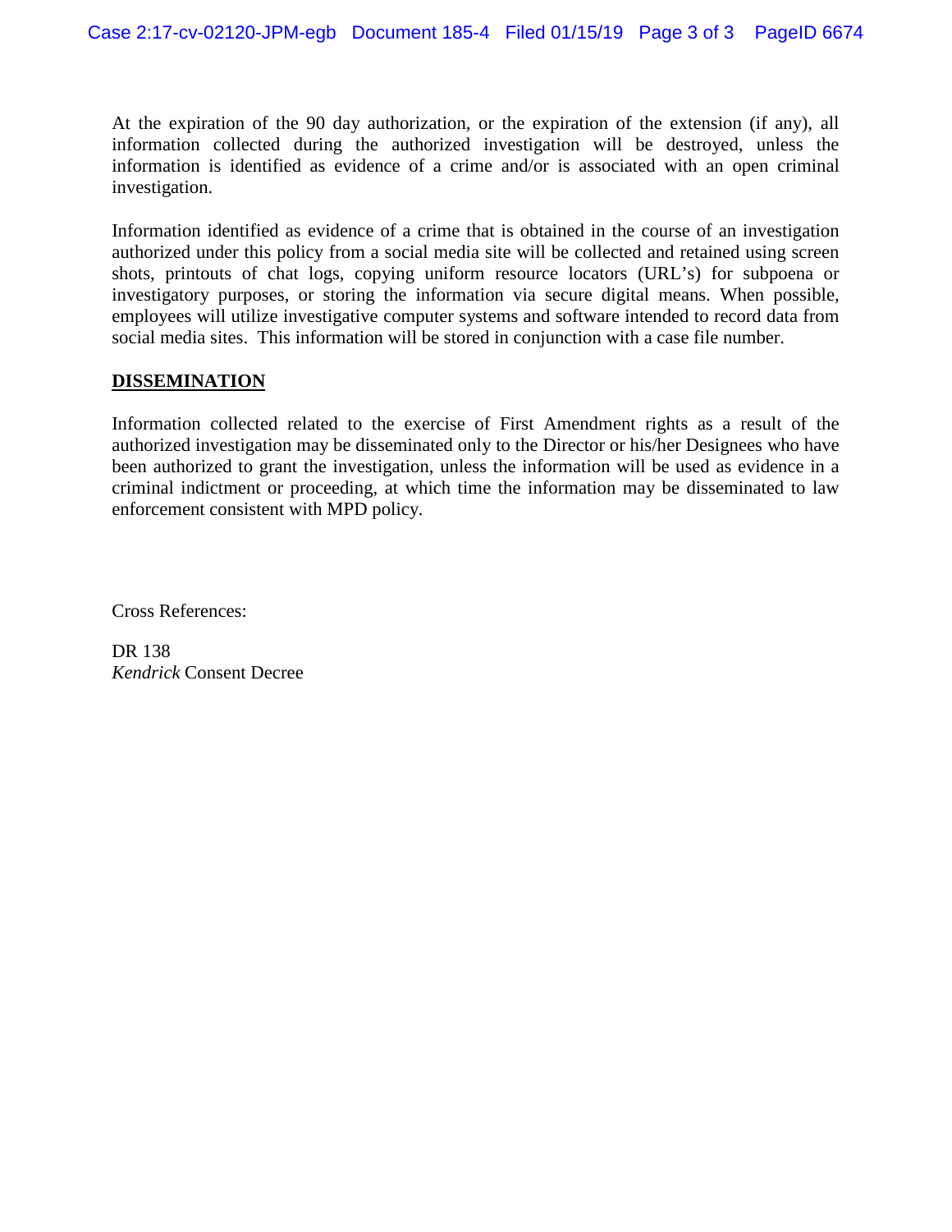At the expiration of the 90 day authorization, or the expiration of the extension (if any), all information collected during the authorized investigation will be destroyed, unless the information is identified as evidence of a crime and/or is associated with an open criminal investigation.

Information identified as evidence of a crime that is obtained in the course of an investigation authorized under this policy from a social media site will be collected and retained using screen shots, printouts of chat logs, copying uniform resource locators (URL's) for subpoena or investigatory purposes, or storing the information via secure digital means. When possible, employees will utilize investigative computer systems and software intended to record data from social media sites. This information will be stored in conjunction with a case file number.

## DISSEMINATION

Information collected related to the exercise of First Amendment rights as a result of the authorized investigation may be disseminated only to the Director or his/her Designees who have been authorized to grant the investigation, unless the information will be used as evidence in a criminal indictment or proceeding, at which time the information may be disseminated to law enforcement consistent with MPD policy.

Cross References:

DR 138
*Kendrick* Consent Decree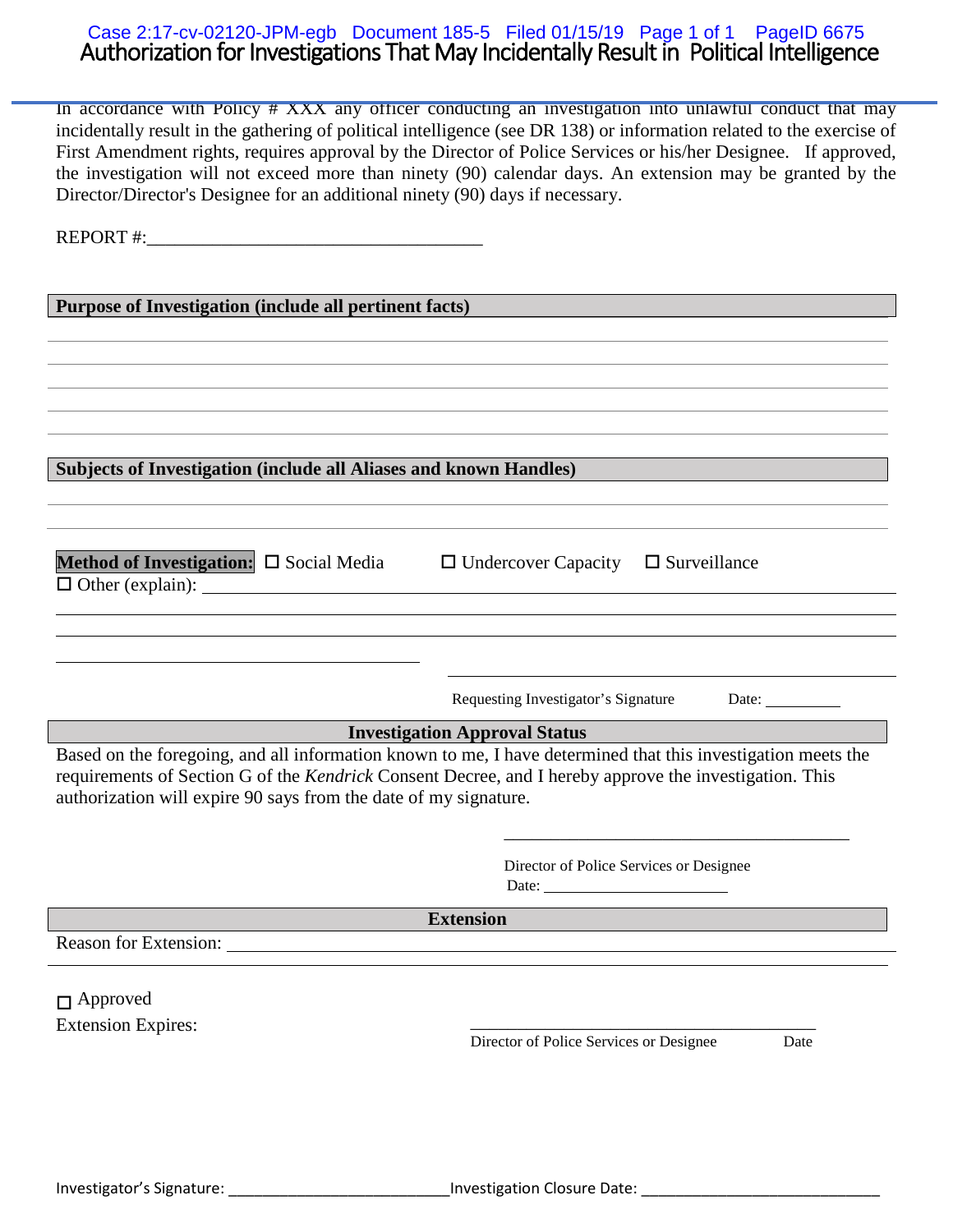# Authorization for Investigations That May Incidentally Result in Political Intelligence

In accordance with Policy # XXX any officer conducting an investigation into unlawful conduct that may incidentally result in the gathering of political intelligence (see DR 138) or information related to the exercise of First Amendment rights, requires approval by the Director of Police Services or his/her Designee. If approved, the investigation will not exceed more than ninety (90) calendar days. An extension may be granted by the Director/Director's Designee for an additional ninety (90) days if necessary.

REPORT #:____________________________________

**Purpose of Investigation (include all pertinent facts)**

______________________________________________________________________________

______________________________________________________________________________

______________________________________________________________________________

______________________________________________________________________________

______________________________________________________________________________

**Subjects of Investigation (include all Aliases and known Handles)**

______________________________________________________________________________

______________________________________________________________________________

**Method of Investigation:** ☐ Social Media ☐ Undercover Capacity ☐ Surveillance

☐ Other (explain): ______________________________________________________________

______________________________________________________________________________

______________________________________________________________________________

________________________________________ ________________________________________

Requesting Investigator's Signature Date: _________

**Investigation Approval Status**

Based on the foregoing, and all information known to me, I have determined that this investigation meets the requirements of Section G of the *Kendrick* Consent Decree, and I hereby approve the investigation. This authorization will expire 90 says from the date of my signature.

________________________________________

Director of Police Services or Designee

Date: ______________________

**Extension**

Reason for Extension: ____________________________________________________________

______________________________________________________________________________

☐ Approved

Extension Expires:

________________________________________

Director of Police Services or Designee Date

Investigator's Signature: _________________________ Investigation Closure Date: ___________________________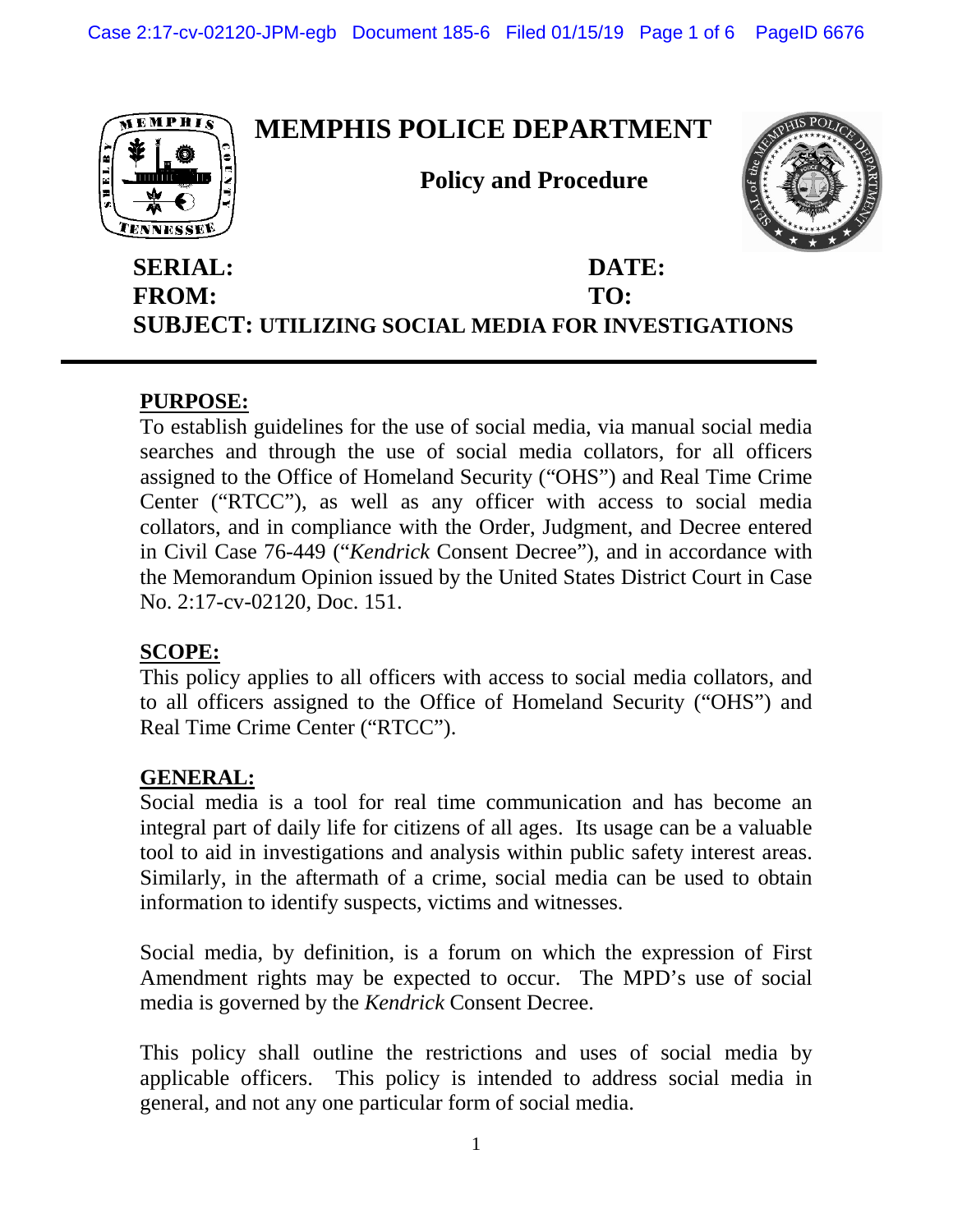# MEMPHIS POLICE DEPARTMENT

## Policy and Procedure

**SERIAL:** **DATE:**
**FROM:** **TO:**
**SUBJECT: UTILIZING SOCIAL MEDIA FOR INVESTIGATIONS**

---

**PURPOSE:**

To establish guidelines for the use of social media, via manual social media searches and through the use of social media collators, for all officers assigned to the Office of Homeland Security ("OHS") and Real Time Crime Center ("RTCC"), as well as any officer with access to social media collators, and in compliance with the Order, Judgment, and Decree entered in Civil Case 76-449 ("*Kendrick* Consent Decree"), and in accordance with the Memorandum Opinion issued by the United States District Court in Case No. 2:17-cv-02120, Doc. 151.

**SCOPE:**

This policy applies to all officers with access to social media collators, and to all officers assigned to the Office of Homeland Security ("OHS") and Real Time Crime Center ("RTCC").

**GENERAL:**

Social media is a tool for real time communication and has become an integral part of daily life for citizens of all ages. Its usage can be a valuable tool to aid in investigations and analysis within public safety interest areas. Similarly, in the aftermath of a crime, social media can be used to obtain information to identify suspects, victims and witnesses.

Social media, by definition, is a forum on which the expression of First Amendment rights may be expected to occur. The MPD's use of social media is governed by the *Kendrick* Consent Decree.

This policy shall outline the restrictions and uses of social media by applicable officers. This policy is intended to address social media in general, and not any one particular form of social media.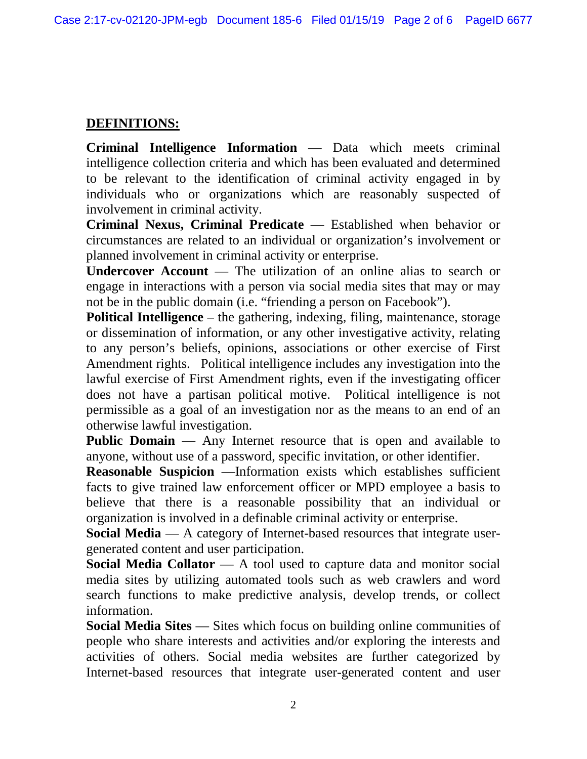## DEFINITIONS:

**Criminal Intelligence Information** — Data which meets criminal intelligence collection criteria and which has been evaluated and determined to be relevant to the identification of criminal activity engaged in by individuals who or organizations which are reasonably suspected of involvement in criminal activity.

**Criminal Nexus, Criminal Predicate** — Established when behavior or circumstances are related to an individual or organization's involvement or planned involvement in criminal activity or enterprise.

**Undercover Account** — The utilization of an online alias to search or engage in interactions with a person via social media sites that may or may not be in the public domain (i.e. "friending a person on Facebook").

**Political Intelligence** – the gathering, indexing, filing, maintenance, storage or dissemination of information, or any other investigative activity, relating to any person's beliefs, opinions, associations or other exercise of First Amendment rights. Political intelligence includes any investigation into the lawful exercise of First Amendment rights, even if the investigating officer does not have a partisan political motive. Political intelligence is not permissible as a goal of an investigation nor as the means to an end of an otherwise lawful investigation.

**Public Domain** — Any Internet resource that is open and available to anyone, without use of a password, specific invitation, or other identifier.

**Reasonable Suspicion** —Information exists which establishes sufficient facts to give trained law enforcement officer or MPD employee a basis to believe that there is a reasonable possibility that an individual or organization is involved in a definable criminal activity or enterprise.

**Social Media** — A category of Internet-based resources that integrate user-generated content and user participation.

**Social Media Collator** — A tool used to capture data and monitor social media sites by utilizing automated tools such as web crawlers and word search functions to make predictive analysis, develop trends, or collect information.

**Social Media Sites** — Sites which focus on building online communities of people who share interests and activities and/or exploring the interests and activities of others. Social media websites are further categorized by Internet-based resources that integrate user-generated content and user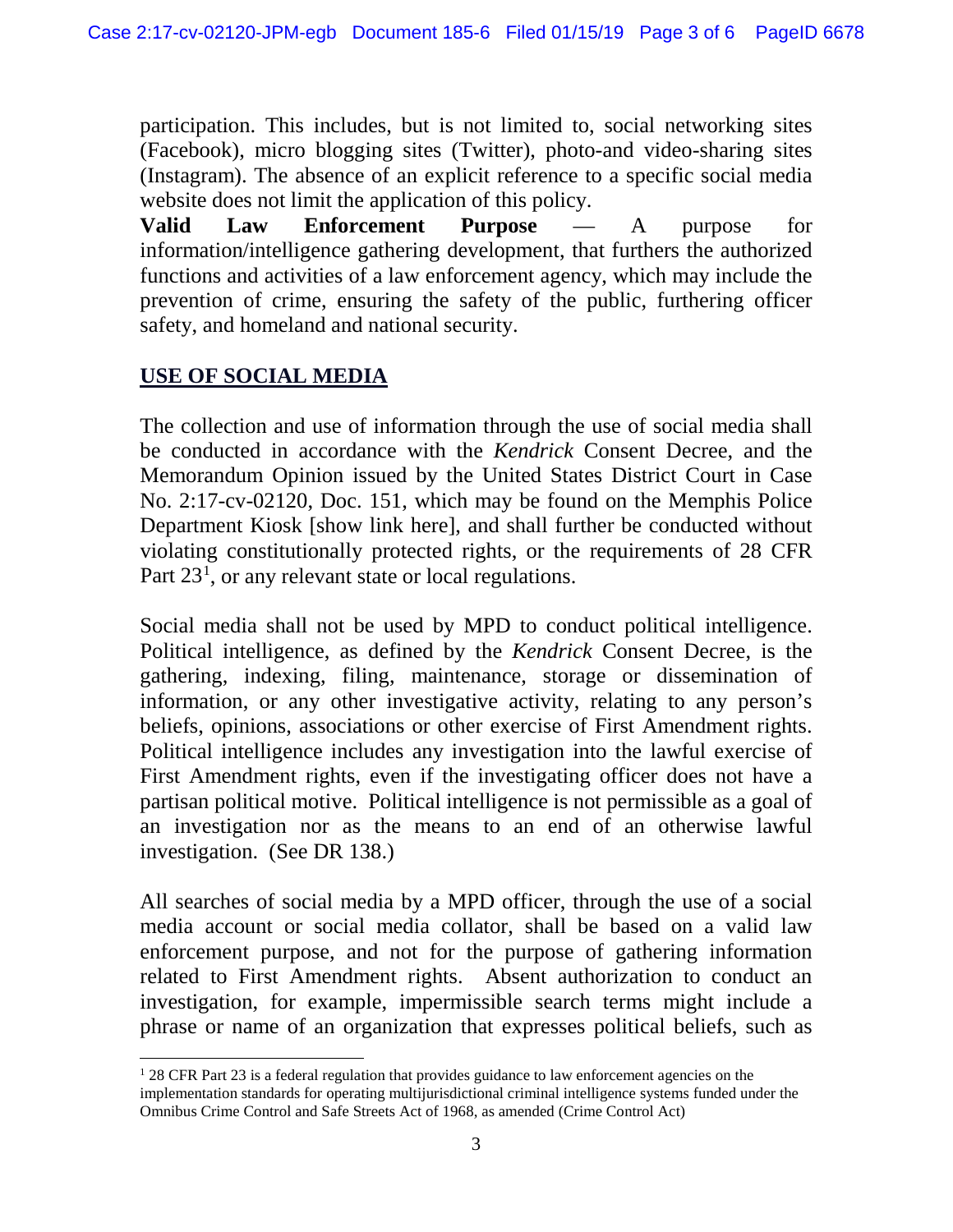participation. This includes, but is not limited to, social networking sites (Facebook), micro blogging sites (Twitter), photo-and video-sharing sites (Instagram). The absence of an explicit reference to a specific social media website does not limit the application of this policy.

**Valid Law Enforcement Purpose** — A purpose for information/intelligence gathering development, that furthers the authorized functions and activities of a law enforcement agency, which may include the prevention of crime, ensuring the safety of the public, furthering officer safety, and homeland and national security.

## USE OF SOCIAL MEDIA

The collection and use of information through the use of social media shall be conducted in accordance with the *Kendrick* Consent Decree, and the Memorandum Opinion issued by the United States District Court in Case No. 2:17-cv-02120, Doc. 151, which may be found on the Memphis Police Department Kiosk [show link here], and shall further be conducted without violating constitutionally protected rights, or the requirements of 28 CFR Part 23[1], or any relevant state or local regulations.

Social media shall not be used by MPD to conduct political intelligence. Political intelligence, as defined by the *Kendrick* Consent Decree, is the gathering, indexing, filing, maintenance, storage or dissemination of information, or any other investigative activity, relating to any person's beliefs, opinions, associations or other exercise of First Amendment rights. Political intelligence includes any investigation into the lawful exercise of First Amendment rights, even if the investigating officer does not have a partisan political motive. Political intelligence is not permissible as a goal of an investigation nor as the means to an end of an otherwise lawful investigation. (See DR 138.)

All searches of social media by a MPD officer, through the use of a social media account or social media collator, shall be based on a valid law enforcement purpose, and not for the purpose of gathering information related to First Amendment rights. Absent authorization to conduct an investigation, for example, impermissible search terms might include a phrase or name of an organization that expresses political beliefs, such as

[1] 28 CFR Part 23 is a federal regulation that provides guidance to law enforcement agencies on the implementation standards for operating multijurisdictional criminal intelligence systems funded under the Omnibus Crime Control and Safe Streets Act of 1968, as amended (Crime Control Act)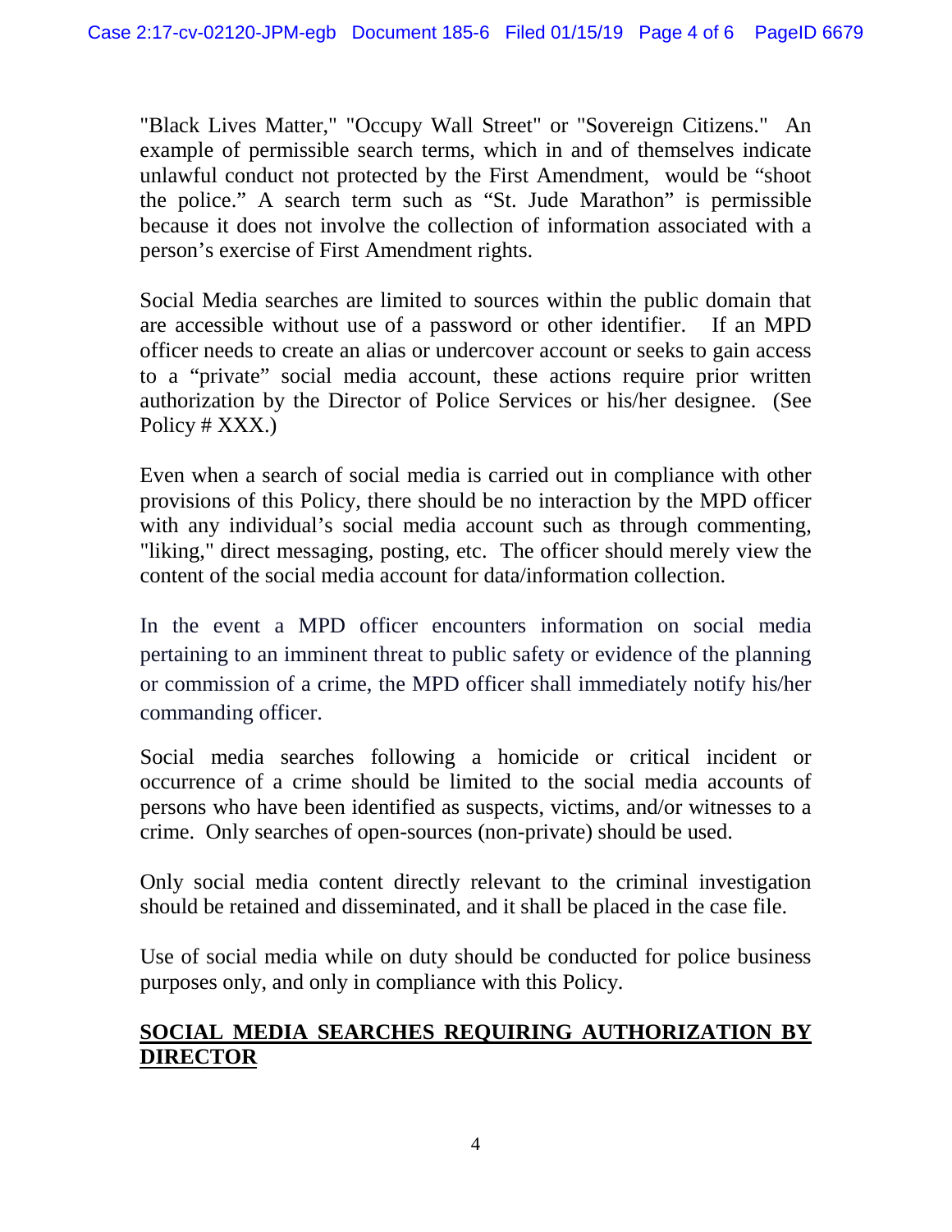"Black Lives Matter," "Occupy Wall Street" or "Sovereign Citizens." An example of permissible search terms, which in and of themselves indicate unlawful conduct not protected by the First Amendment, would be "shoot the police." A search term such as "St. Jude Marathon" is permissible because it does not involve the collection of information associated with a person's exercise of First Amendment rights.

Social Media searches are limited to sources within the public domain that are accessible without use of a password or other identifier. If an MPD officer needs to create an alias or undercover account or seeks to gain access to a "private" social media account, these actions require prior written authorization by the Director of Police Services or his/her designee. (See Policy # XXX.)

Even when a search of social media is carried out in compliance with other provisions of this Policy, there should be no interaction by the MPD officer with any individual's social media account such as through commenting, "liking," direct messaging, posting, etc. The officer should merely view the content of the social media account for data/information collection.

In the event a MPD officer encounters information on social media pertaining to an imminent threat to public safety or evidence of the planning or commission of a crime, the MPD officer shall immediately notify his/her commanding officer.

Social media searches following a homicide or critical incident or occurrence of a crime should be limited to the social media accounts of persons who have been identified as suspects, victims, and/or witnesses to a crime. Only searches of open-sources (non-private) should be used.

Only social media content directly relevant to the criminal investigation should be retained and disseminated, and it shall be placed in the case file.

Use of social media while on duty should be conducted for police business purposes only, and only in compliance with this Policy.

## SOCIAL MEDIA SEARCHES REQUIRING AUTHORIZATION BY DIRECTOR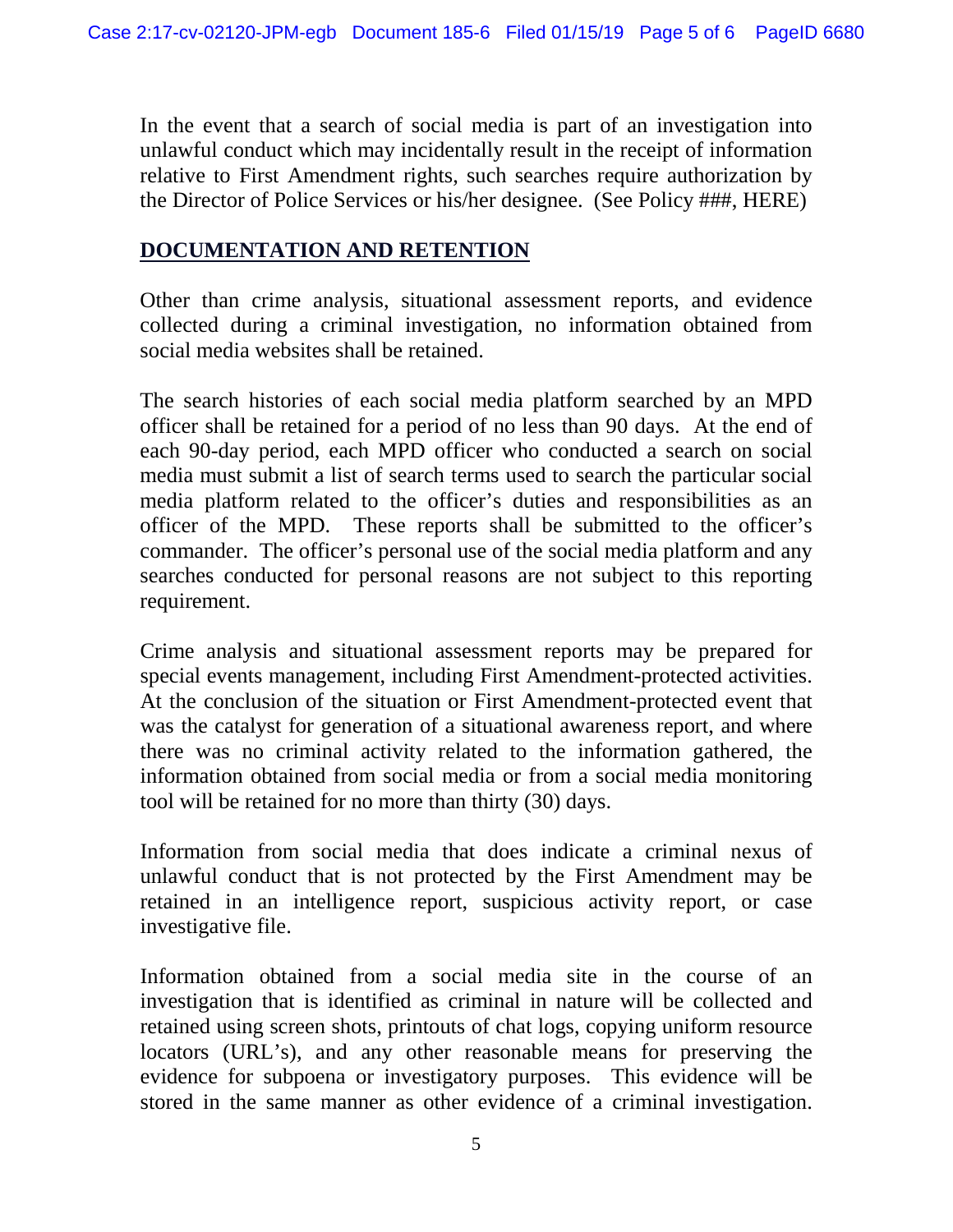In the event that a search of social media is part of an investigation into unlawful conduct which may incidentally result in the receipt of information relative to First Amendment rights, such searches require authorization by the Director of Police Services or his/her designee. (See Policy ###, HERE)

## DOCUMENTATION AND RETENTION

Other than crime analysis, situational assessment reports, and evidence collected during a criminal investigation, no information obtained from social media websites shall be retained.

The search histories of each social media platform searched by an MPD officer shall be retained for a period of no less than 90 days. At the end of each 90-day period, each MPD officer who conducted a search on social media must submit a list of search terms used to search the particular social media platform related to the officer's duties and responsibilities as an officer of the MPD. These reports shall be submitted to the officer's commander. The officer's personal use of the social media platform and any searches conducted for personal reasons are not subject to this reporting requirement.

Crime analysis and situational assessment reports may be prepared for special events management, including First Amendment-protected activities. At the conclusion of the situation or First Amendment-protected event that was the catalyst for generation of a situational awareness report, and where there was no criminal activity related to the information gathered, the information obtained from social media or from a social media monitoring tool will be retained for no more than thirty (30) days.

Information from social media that does indicate a criminal nexus of unlawful conduct that is not protected by the First Amendment may be retained in an intelligence report, suspicious activity report, or case investigative file.

Information obtained from a social media site in the course of an investigation that is identified as criminal in nature will be collected and retained using screen shots, printouts of chat logs, copying uniform resource locators (URL's), and any other reasonable means for preserving the evidence for subpoena or investigatory purposes. This evidence will be stored in the same manner as other evidence of a criminal investigation.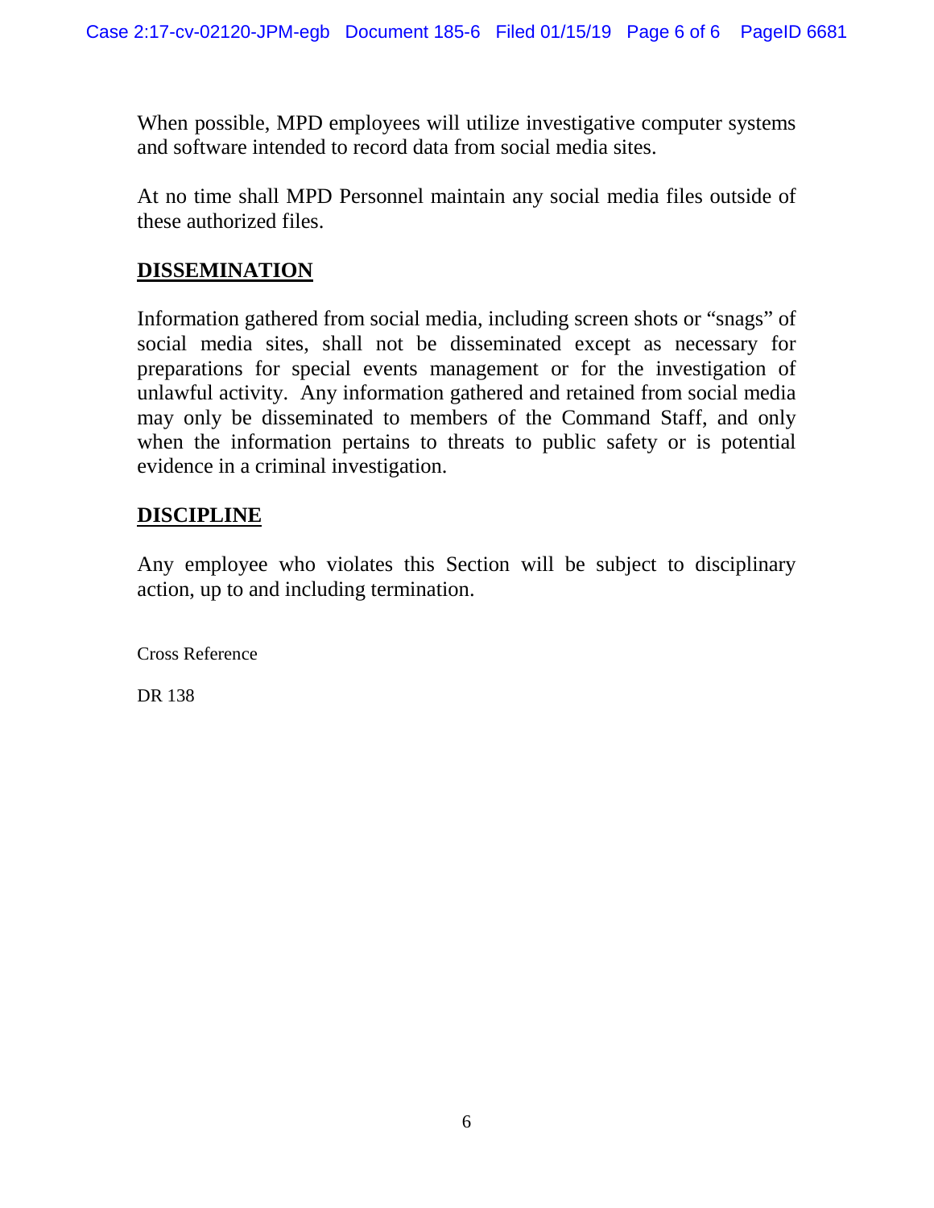When possible, MPD employees will utilize investigative computer systems and software intended to record data from social media sites.

At no time shall MPD Personnel maintain any social media files outside of these authorized files.

## DISSEMINATION

Information gathered from social media, including screen shots or "snags" of social media sites, shall not be disseminated except as necessary for preparations for special events management or for the investigation of unlawful activity. Any information gathered and retained from social media may only be disseminated to members of the Command Staff, and only when the information pertains to threats to public safety or is potential evidence in a criminal investigation.

## DISCIPLINE

Any employee who violates this Section will be subject to disciplinary action, up to and including termination.

Cross Reference

DR 138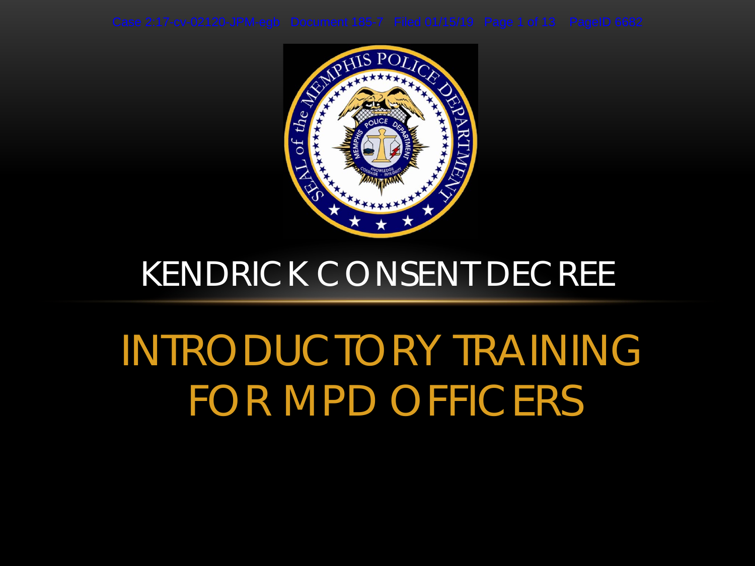# KENDRICK CONSENT DECREE

## INTRODUCTORY TRAINING FOR MPD OFFICERS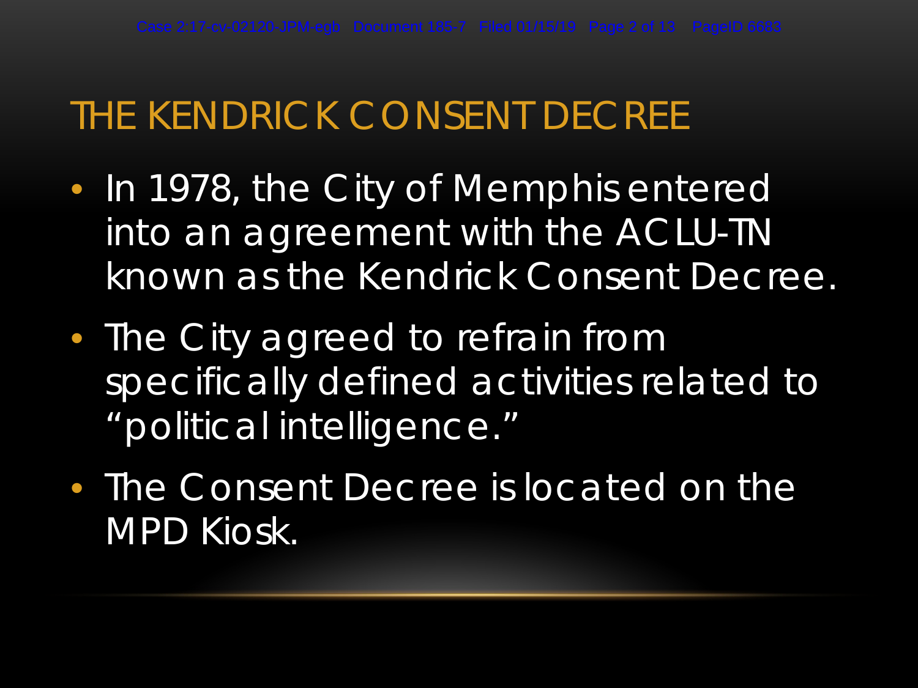# THE KENDRICK CONSENT DECREE

- In 1978, the City of Memphis entered into an agreement with the ACLU-TN known as the Kendrick Consent Decree.
- The City agreed to refrain from specifically defined activities related to "political intelligence."
- The Consent Decree is located on the MPD Kiosk.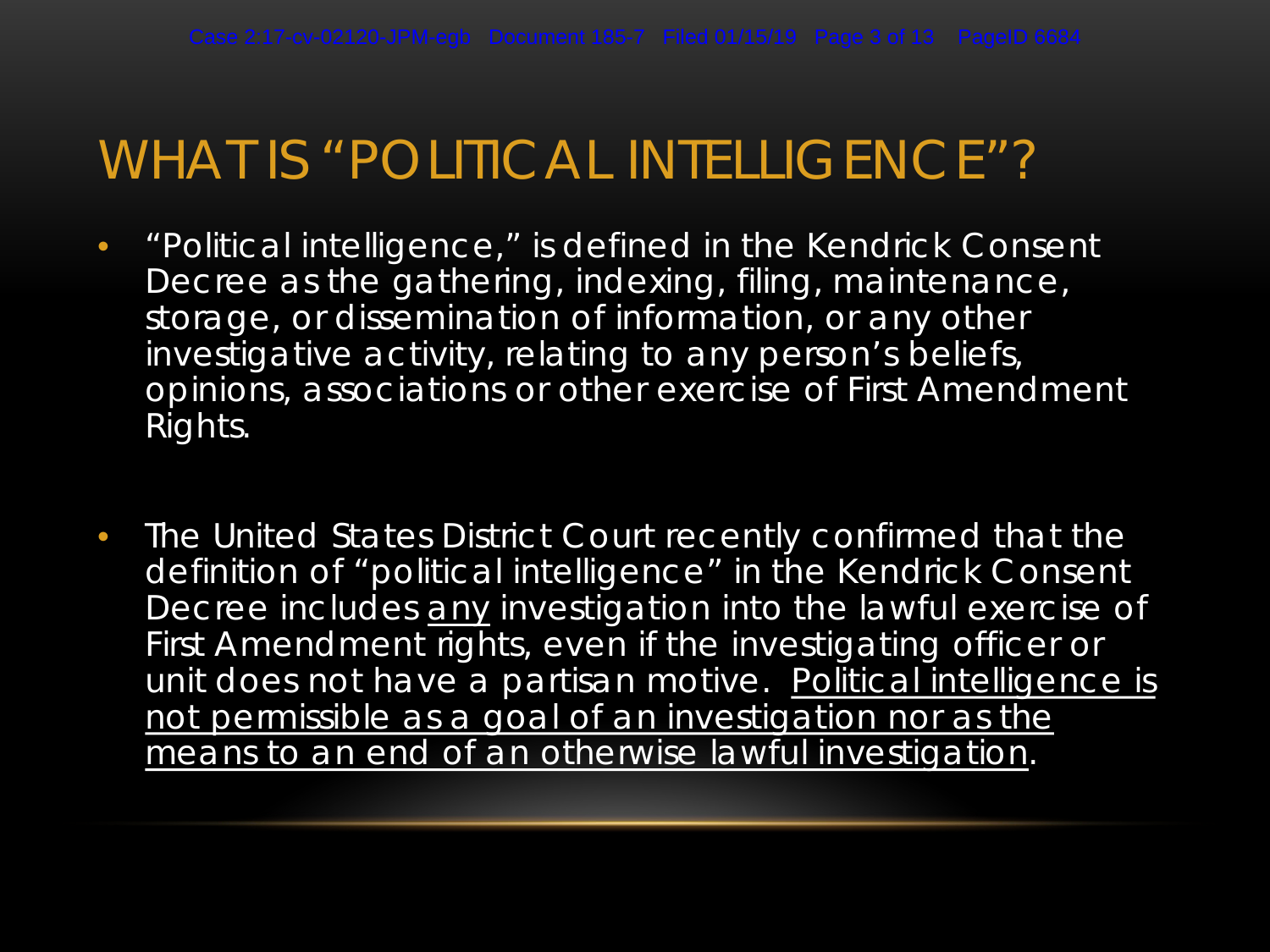# WHAT IS "POLITICAL INTELLIGENCE"?

- "Political intelligence," is defined in the Kendrick Consent Decree as the gathering, indexing, filing, maintenance, storage, or dissemination of information, or any other investigative activity, relating to any person's beliefs, opinions, associations or other exercise of First Amendment Rights.

- The United States District Court recently confirmed that the definition of "political intelligence" in the Kendrick Consent Decree includes <u>any</u> investigation into the lawful exercise of First Amendment rights, even if the investigating officer or unit does not have a partisan motive. <u>Political intelligence is not permissible as a goal of an investigation nor as the means to an end of an otherwise lawful investigation</u>.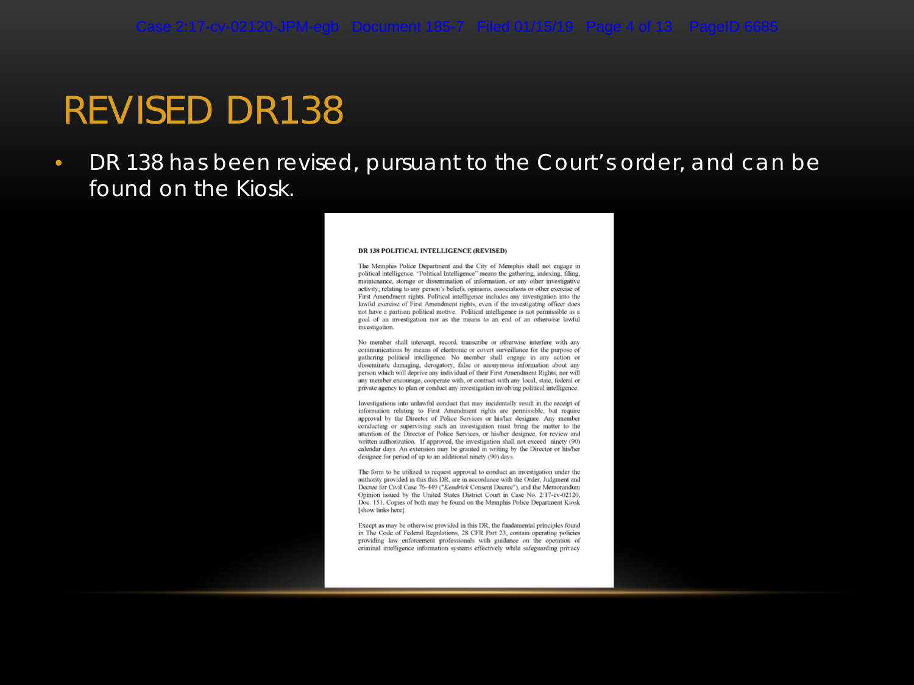# REVISED DR138

- DR 138 has been revised, pursuant to the Court's order, and can be found on the Kiosk.

**DR 138 POLITICAL INTELLIGENCE (REVISED)**

The Memphis Police Department and the City of Memphis shall not engage in political intelligence. "Political Intelligence" means the gathering, indexing, filing, maintenance, storage or dissemination of information, or any other investigative activity, relating to any person's beliefs, opinions, associations or other exercise of First Amendment rights. Political intelligence includes any investigation into the lawful exercise of First Amendment rights, even if the investigating officer does not have a partisan political motive. Political intelligence is not permissible as a goal of an investigation nor as the means to an end of an otherwise lawful investigation.

No member shall intercept, record, transcribe or otherwise interfere with any communications by means of electronic or covert surveillance for the purpose of gathering political intelligence. No member shall engage in any action or disseminate damaging, derogatory, false or anonymous information about any person which will deprive any individual of their First Amendment Rights; nor will any member encourage, cooperate with, or contract with any local, state, federal or private agency to plan or conduct any investigation involving political intelligence.

Investigations into unlawful conduct that may incidentally result in the receipt of information relating to First Amendment rights are permissible, but require approval by the Director of Police Services or his/her designee. Any member conducting or supervising such an investigation must bring the matter to the attention of the Director of Police Services, or his/her designee, for review and written authorization. If approved, the investigation shall not exceed ninety (90) calendar days. An extension may be granted in writing by the Director or his/her designee for period of up to an additional ninety (90) days.

The form to be utilized to request approval to conduct an investigation under the authority provided in this this DR, are in accordance with the Order, Judgment and Decree for Civil Case 76-449 ("*Kendrick* Consent Decree"), and the Memorandum Opinion issued by the United States District Court in Case No. 2:17-cv-02120, Doc. 151. Copies of both may be found on the Memphis Police Department Kiosk [show links here].

Except as may be otherwise provided in this DR, the fundamental principles found in The Code of Federal Regulations, 28 CFR Part 23, contain operating policies providing law enforcement professionals with guidance on the operation of criminal intelligence information systems effectively while safeguarding privacy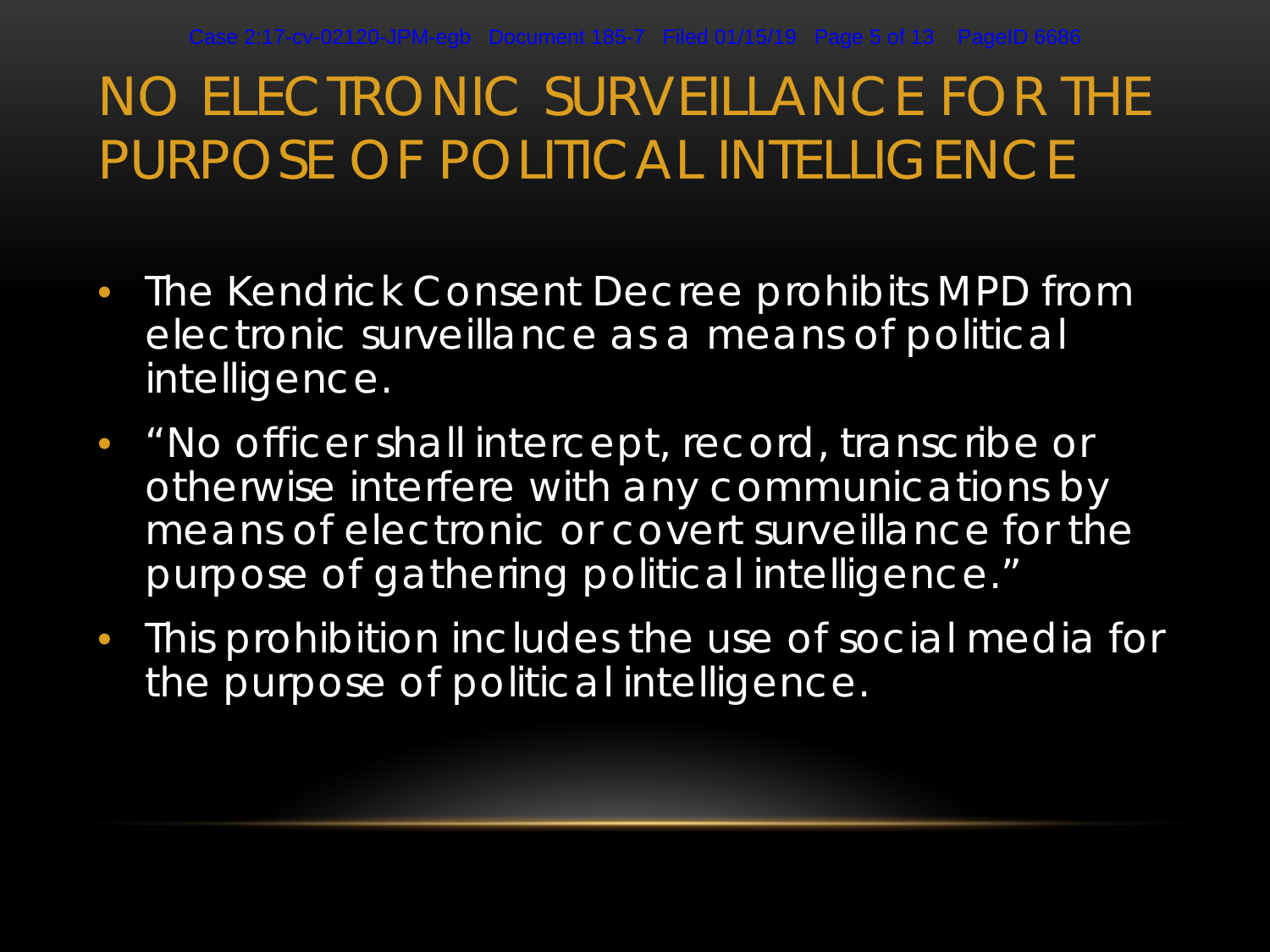# NO ELECTRONIC SURVEILLANCE FOR THE PURPOSE OF POLITICAL INTELLIGENCE

- The Kendrick Consent Decree prohibits MPD from electronic surveillance as a means of political intelligence.
- "No officer shall intercept, record, transcribe or otherwise interfere with any communications by means of electronic or covert surveillance for the purpose of gathering political intelligence."
- This prohibition includes the use of social media for the purpose of political intelligence.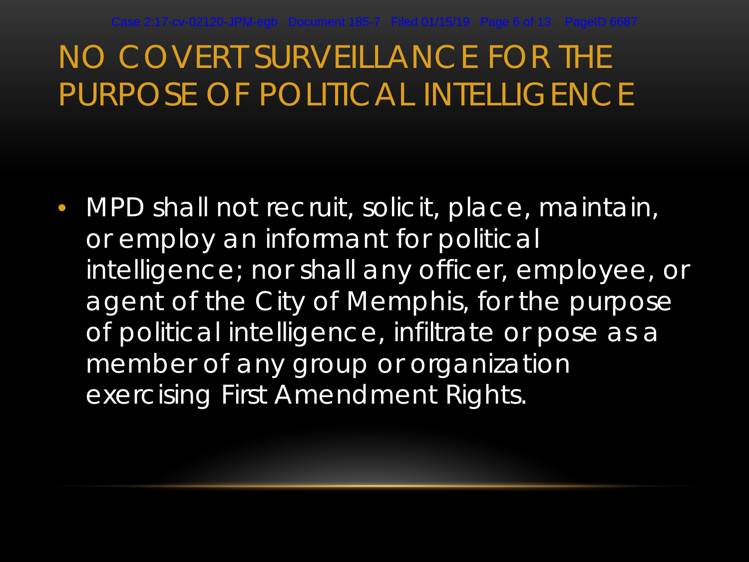# NO COVERT SURVEILLANCE FOR THE PURPOSE OF POLITICAL INTELLIGENCE

- MPD shall not recruit, solicit, place, maintain, or employ an informant for political intelligence; nor shall any officer, employee, or agent of the City of Memphis, for the purpose of political intelligence, infiltrate or pose as a member of any group or organization exercising First Amendment Rights.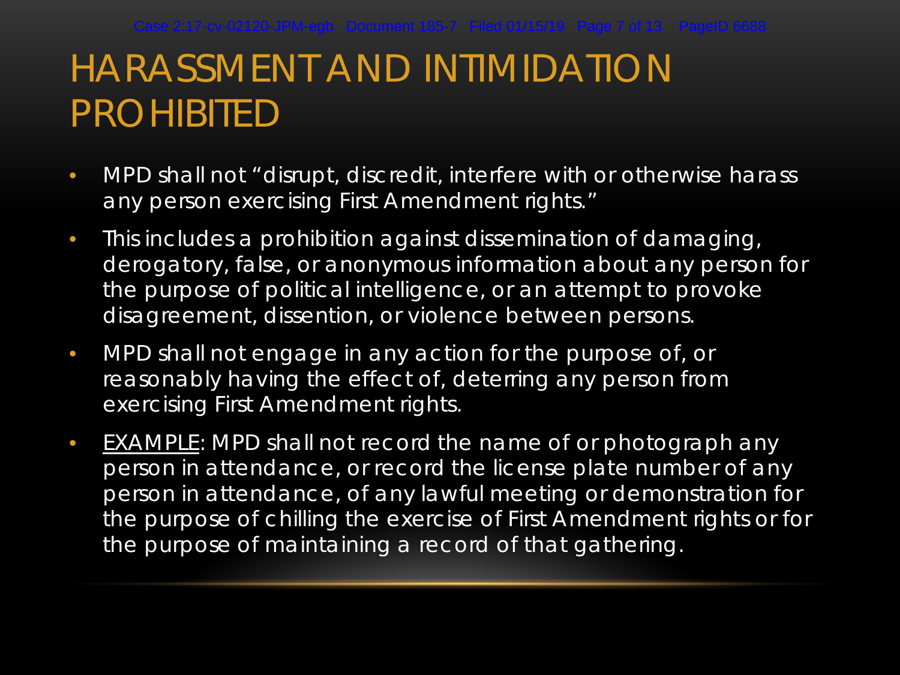# HARASSMENT AND INTIMIDATION PROHIBITED

- MPD shall not "disrupt, discredit, interfere with or otherwise harass any person exercising First Amendment rights."
- This includes a prohibition against dissemination of damaging, derogatory, false, or anonymous information about any person for the purpose of political intelligence, or an attempt to provoke disagreement, dissention, or violence between persons.
- MPD shall not engage in any action for the purpose of, or reasonably having the effect of, deterring any person from exercising First Amendment rights.
- <u>EXAMPLE</u>: MPD shall not record the name of or photograph any person in attendance, or record the license plate number of any person in attendance, of any lawful meeting or demonstration for the purpose of chilling the exercise of First Amendment rights or for the purpose of maintaining a record of that gathering.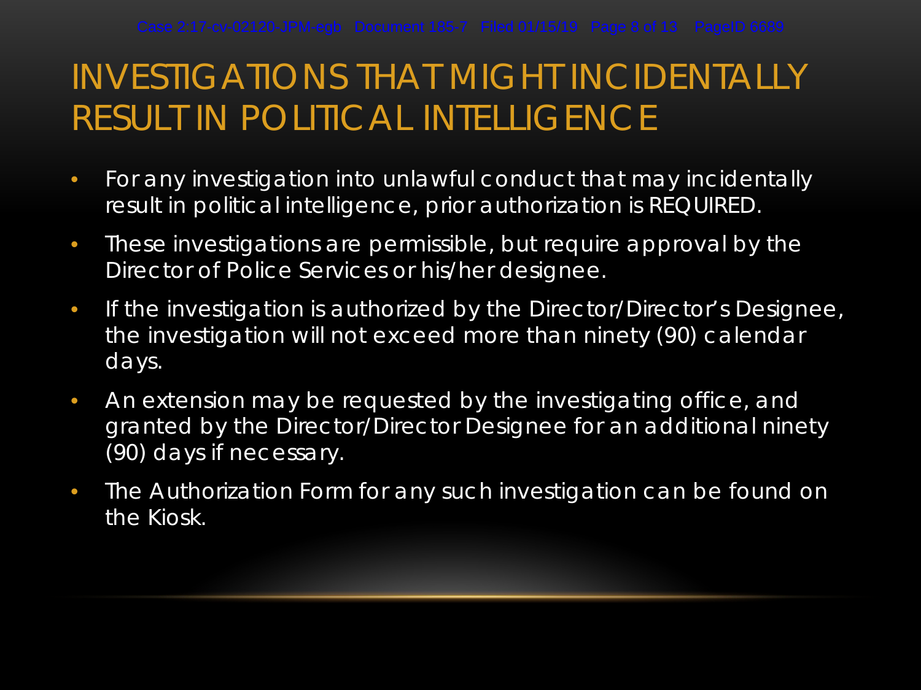# INVESTIGATIONS THAT MIGHT INCIDENTALLY RESULT IN POLITICAL INTELLIGENCE

- For any investigation into unlawful conduct that may incidentally result in political intelligence, prior authorization is REQUIRED.
- These investigations are permissible, but require approval by the Director of Police Services or his/her designee.
- If the investigation is authorized by the Director/Director's Designee, the investigation will not exceed more than ninety (90) calendar days.
- An extension may be requested by the investigating office, and granted by the Director/Director Designee for an additional ninety (90) days if necessary.
- The Authorization Form for any such investigation can be found on the Kiosk.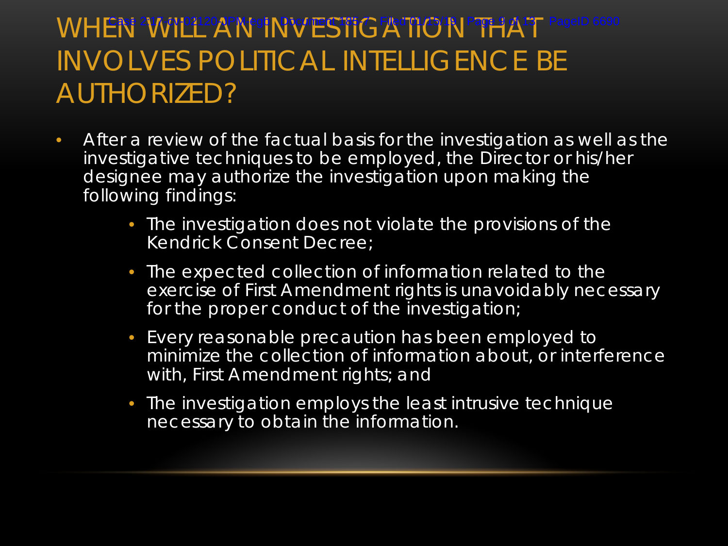# WHEN WILL AN INVESTIGATION THAT INVOLVES POLITICAL INTELLIGENCE BE AUTHORIZED?

- After a review of the factual basis for the investigation as well as the investigative techniques to be employed, the Director or his/her designee may authorize the investigation upon making the following findings:
  - The investigation does not violate the provisions of the Kendrick Consent Decree;
  - The expected collection of information related to the exercise of First Amendment rights is unavoidably necessary for the proper conduct of the investigation;
  - Every reasonable precaution has been employed to minimize the collection of information about, or interference with, First Amendment rights; and
  - The investigation employs the least intrusive technique necessary to obtain the information.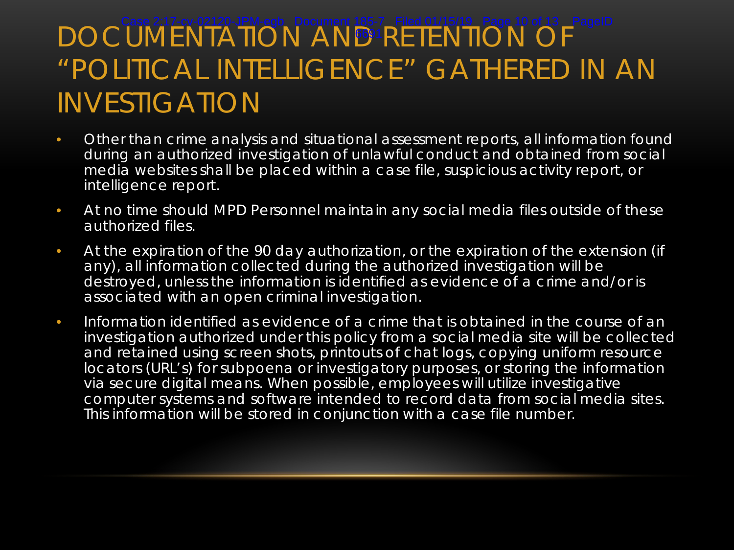# DOCUMENTATION AND RETENTION OF "POLITICAL INTELLIGENCE" GATHERED IN AN INVESTIGATION

- Other than crime analysis and situational assessment reports, all information found during an authorized investigation of unlawful conduct and obtained from social media websites shall be placed within a case file, suspicious activity report, or intelligence report.
- At no time should MPD Personnel maintain any social media files outside of these authorized files.
- At the expiration of the 90 day authorization, or the expiration of the extension (if any), all information collected during the authorized investigation will be destroyed, unless the information is identified as evidence of a crime and/or is associated with an open criminal investigation.
- Information identified as evidence of a crime that is obtained in the course of an investigation authorized under this policy from a social media site will be collected and retained using screen shots, printouts of chat logs, copying uniform resource locators (URL's) for subpoena or investigatory purposes, or storing the information via secure digital means. When possible, employees will utilize investigative computer systems and software intended to record data from social media sites. This information will be stored in conjunction with a case file number.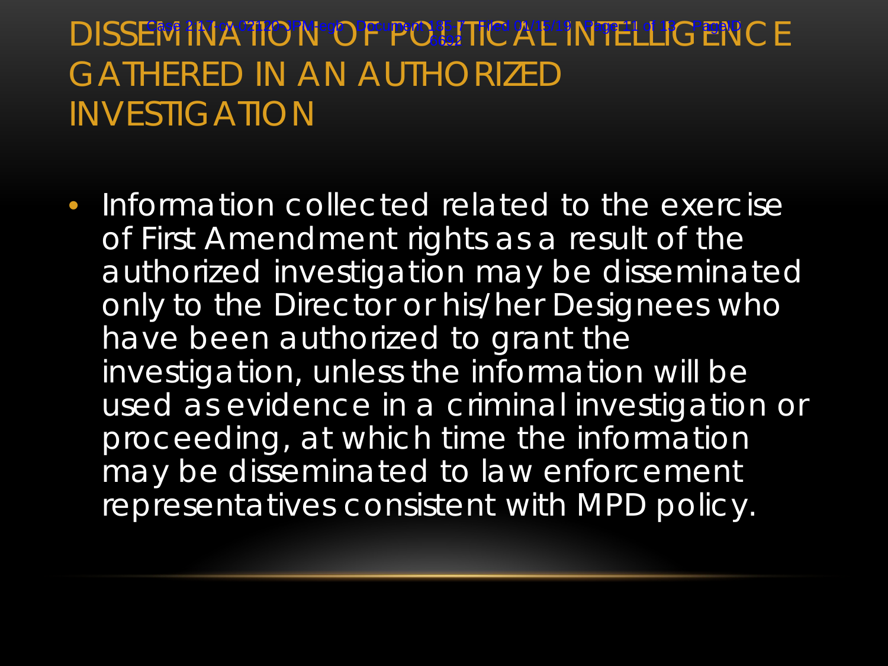# DISSEMINATION OF POLITICAL INTELLIGENCE GATHERED IN AN AUTHORIZED INVESTIGATION

- Information collected related to the exercise of First Amendment rights as a result of the authorized investigation may be disseminated only to the Director or his/her Designees who have been authorized to grant the investigation, unless the information will be used as evidence in a criminal investigation or proceeding, at which time the information may be disseminated to law enforcement representatives consistent with MPD policy.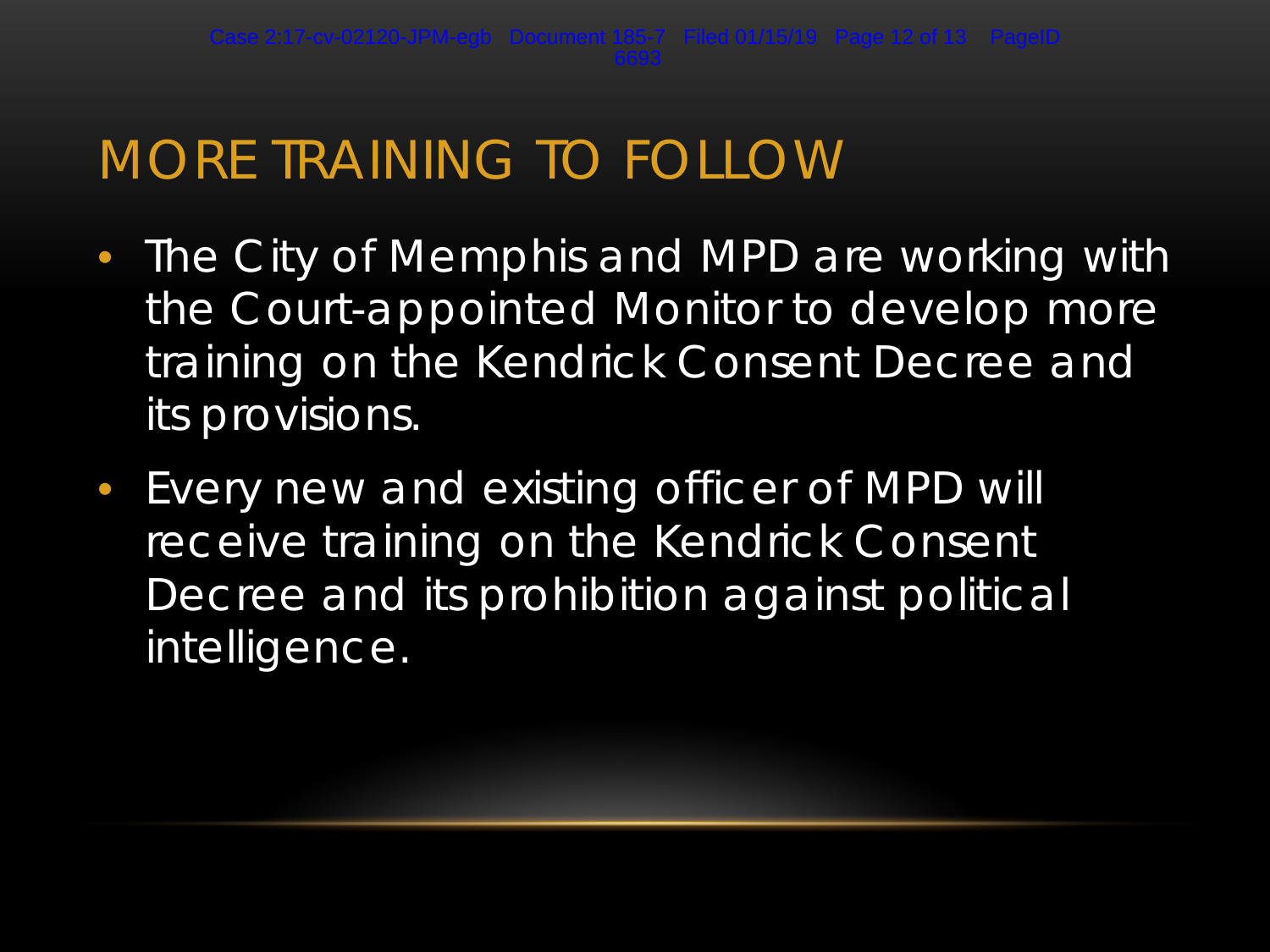# MORE TRAINING TO FOLLOW

- The City of Memphis and MPD are working with the Court-appointed Monitor to develop more training on the Kendrick Consent Decree and its provisions.
- Every new and existing officer of MPD will receive training on the Kendrick Consent Decree and its prohibition against political intelligence.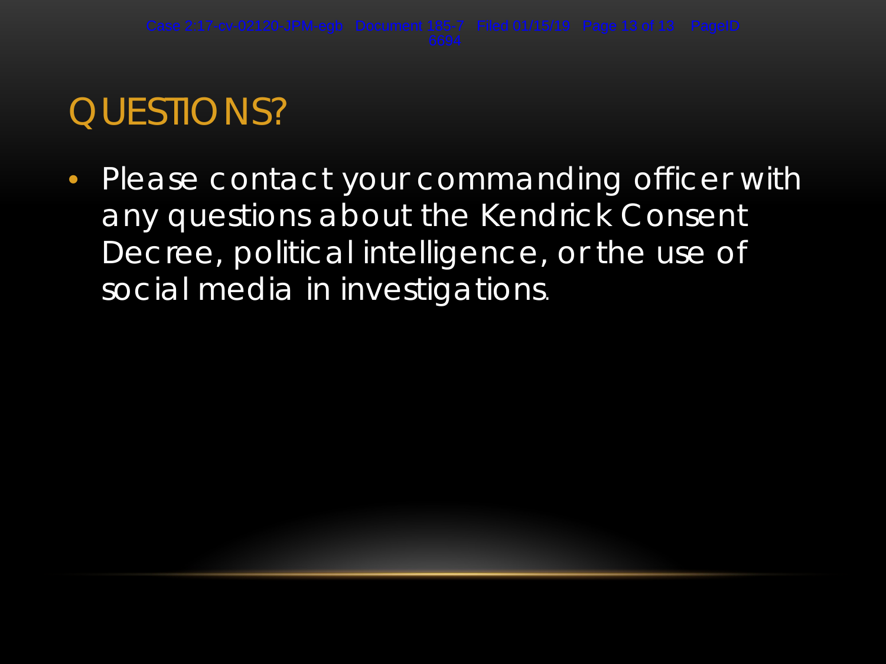# QUESTIONS?

- Please contact your commanding officer with any questions about the Kendrick Consent Decree, political intelligence, or the use of social media in investigations.